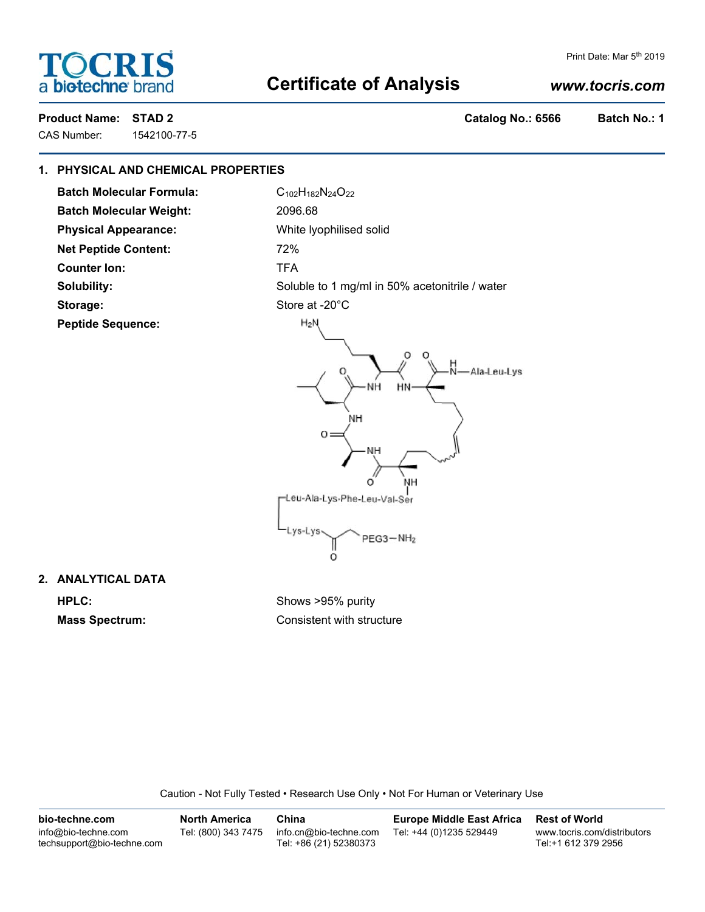Print Date: Mar 5th 2019

# TOCRIS a biotechne brand

## Certificate of Analysis

www.tocris.com

**Product Name:** STAD 2 **Catalog No.:** 6566 **Batch No.:** 1

CAS Number: 1542100-77-5

### 1. PHYSICAL AND CHEMICAL PROPERTIES

**Batch Molecular Formula:** $C_{102}H_{182}N_{24}O_{22}$

**Batch Molecular Weight:** 2096.68

**Physical Appearance:** White lyophilised solid

**Net Peptide Content:** 72%

**Counter Ion:** TFA

**Solubility:** Soluble to 1 mg/ml in 50% acetonitrile / water

**Storage:** Store at -20°C

**Peptide Sequence:**

Leu-Ala-Lys-Phe-Leu-Val-Ser ... Lys-Lys ... PEG3—$NH_2$ ... Ala-Leu-Lys

### 2. ANALYTICAL DATA

**HPLC:** Shows >95% purity

**Mass Spectrum:** Consistent with structure

Caution - Not Fully Tested • Research Use Only • Not For Human or Veterinary Use

| bio-techne.com | North America | China | Europe Middle East Africa | Rest of World |
| --- | --- | --- | --- | --- |
| info@bio-techne.com<br>techsupport@bio-techne.com | Tel: (800) 343 7475 | info.cn@bio-techne.com<br>Tel: +86 (21) 52380373 | Tel: +44 (0)1235 529449 | www.tocris.com/distributors<br>Tel:+1 612 379 2956 |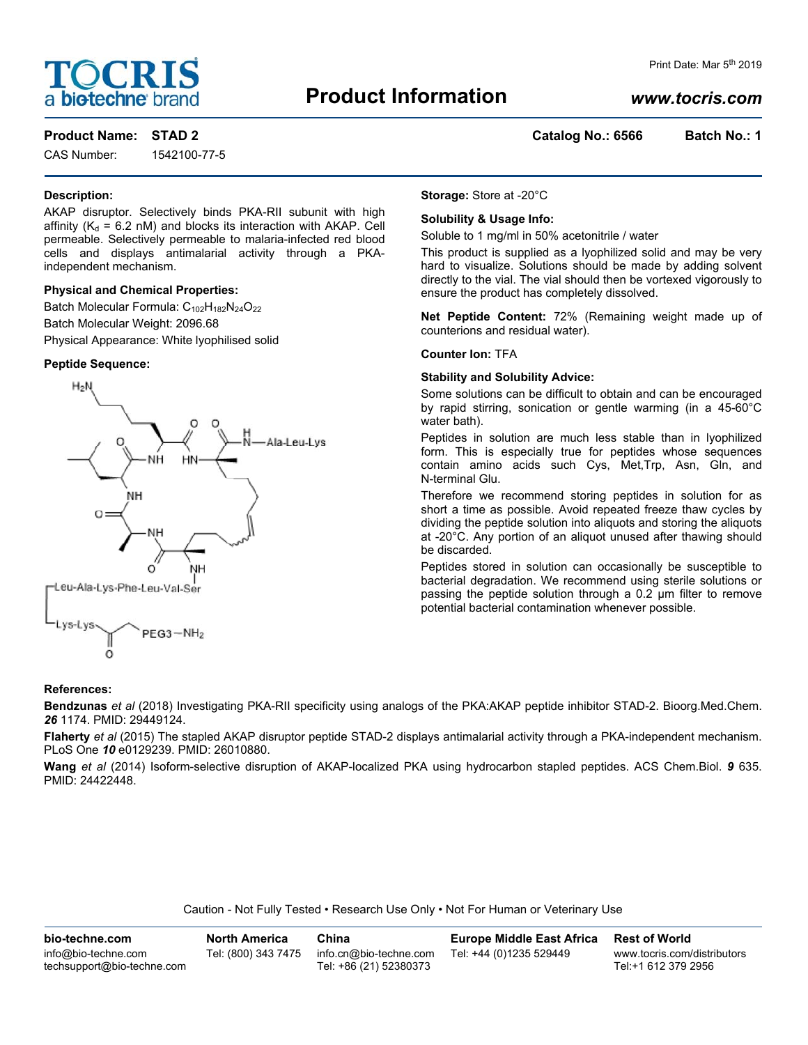# Product Information

Print Date: Mar 5th 2019

**TOCRIS** a bio-techne brand

*www.tocris.com*

**Product Name: STAD 2** **Catalog No.: 6566** **Batch No.: 1**

CAS Number: 1542100-77-5

### Description:

AKAP disruptor. Selectively binds PKA-RII subunit with high affinity ($K_d$ = 6.2 nM) and blocks its interaction with AKAP. Cell permeable. Selectively permeable to malaria-infected red blood cells and displays antimalarial activity through a PKA-independent mechanism.

### Physical and Chemical Properties:

Batch Molecular Formula: $C_{102}H_{182}N_{24}O_{22}$

Batch Molecular Weight: 2096.68

Physical Appearance: White lyophilised solid

### Peptide Sequence:

H2N
O O H
O N—Ala-Leu-Lys
NH HN
NH
O
NH
O NH
Leu-Ala-Lys-Phe-Leu-Val-Ser
Lys-Lys PEG3—NH2
O

### Storage:
Store at -20°C

### Solubility & Usage Info:

Soluble to 1 mg/ml in 50% acetonitrile / water

This product is supplied as a lyophilized solid and may be very hard to visualize. Solutions should be made by adding solvent directly to the vial. The vial should then be vortexed vigorously to ensure the product has completely dissolved.

**Net Peptide Content:** 72% (Remaining weight made up of counterions and residual water).

**Counter Ion:** TFA

### Stability and Solubility Advice:

Some solutions can be difficult to obtain and can be encouraged by rapid stirring, sonication or gentle warming (in a 45-60°C water bath).

Peptides in solution are much less stable than in lyophilized form. This is especially true for peptides whose sequences contain amino acids such Cys, Met,Trp, Asn, Gln, and N-terminal Glu.

Therefore we recommend storing peptides in solution for as short a time as possible. Avoid repeated freeze thaw cycles by dividing the peptide solution into aliquots and storing the aliquots at -20°C. Any portion of an aliquot unused after thawing should be discarded.

Peptides stored in solution can occasionally be susceptible to bacterial degradation. We recommend using sterile solutions or passing the peptide solution through a 0.2 μm filter to remove potential bacterial contamination whenever possible.

### References:

**Bendzunas** *et al* (2018) Investigating PKA-RII specificity using analogs of the PKA:AKAP peptide inhibitor STAD-2. Bioorg.Med.Chem. ***26*** 1174. PMID: 29449124.

**Flaherty** *et al* (2015) The stapled AKAP disruptor peptide STAD-2 displays antimalarial activity through a PKA-independent mechanism. PLoS One ***10*** e0129239. PMID: 26010880.

**Wang** *et al* (2014) Isoform-selective disruption of AKAP-localized PKA using hydrocarbon stapled peptides. ACS Chem.Biol. ***9*** 635. PMID: 24422448.

Caution - Not Fully Tested • Research Use Only • Not For Human or Veterinary Use

| bio-techne.com | North America | China | Europe Middle East Africa | Rest of World |
|---|---|---|---|---|
| info@bio-techne.com<br>techsupport@bio-techne.com | Tel: (800) 343 7475 | info.cn@bio-techne.com<br>Tel: +86 (21) 52380373 | Tel: +44 (0)1235 529449 | www.tocris.com/distributors<br>Tel:+1 612 379 2956 |